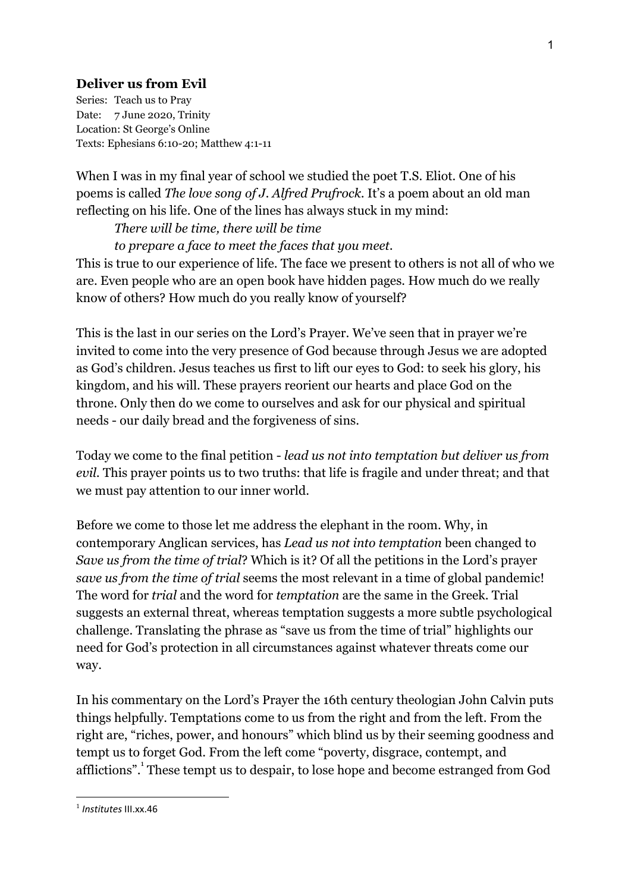**Deliver us from Evil**

Series: Teach us to Pray
Date: 7 June 2020, Trinity
Location: St George's Online
Texts: Ephesians 6:10-20; Matthew 4:1-11

When I was in my final year of school we studied the poet T.S. Eliot. One of his poems is called *The love song of J. Alfred Prufrock*. It's a poem about an old man reflecting on his life. One of the lines has always stuck in my mind:

> *There will be time, there will be time*
> *to prepare a face to meet the faces that you meet.*

This is true to our experience of life. The face we present to others is not all of who we are. Even people who are an open book have hidden pages. How much do we really know of others? How much do you really know of yourself?

This is the last in our series on the Lord's Prayer. We've seen that in prayer we're invited to come into the very presence of God because through Jesus we are adopted as God's children. Jesus teaches us first to lift our eyes to God: to seek his glory, his kingdom, and his will. These prayers reorient our hearts and place God on the throne. Only then do we come to ourselves and ask for our physical and spiritual needs - our daily bread and the forgiveness of sins.

Today we come to the final petition - *lead us not into temptation but deliver us from evil.* This prayer points us to two truths: that life is fragile and under threat; and that we must pay attention to our inner world.

Before we come to those let me address the elephant in the room. Why, in contemporary Anglican services, has *Lead us not into temptation* been changed to *Save us from the time of trial*? Which is it? Of all the petitions in the Lord's prayer *save us from the time of trial* seems the most relevant in a time of global pandemic! The word for *trial* and the word for *temptation* are the same in the Greek. Trial suggests an external threat, whereas temptation suggests a more subtle psychological challenge. Translating the phrase as "save us from the time of trial" highlights our need for God's protection in all circumstances against whatever threats come our way.

In his commentary on the Lord's Prayer the 16th century theologian John Calvin puts things helpfully. Temptations come to us from the right and from the left. From the right are, "riches, power, and honours" which blind us by their seeming goodness and tempt us to forget God. From the left come "poverty, disgrace, contempt, and afflictions".[1] These tempt us to despair, to lose hope and become estranged from God

[1] *Institutes* III.xx.46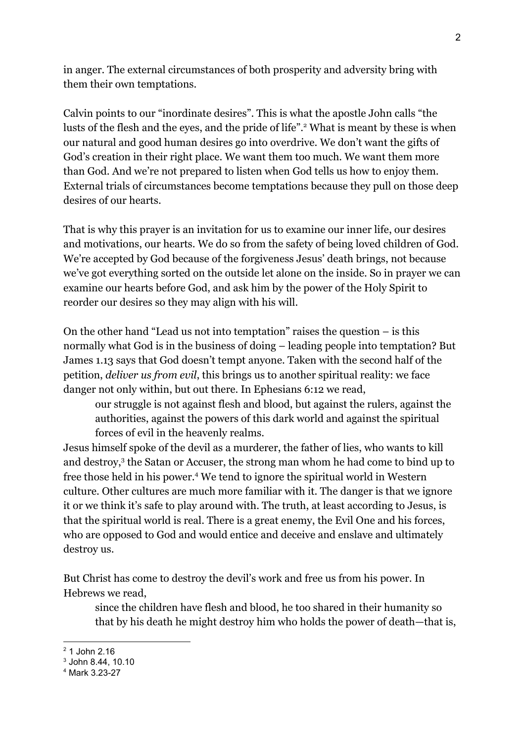in anger. The external circumstances of both prosperity and adversity bring with them their own temptations.

Calvin points to our "inordinate desires". This is what the apostle John calls "the lusts of the flesh and the eyes, and the pride of life".[2] What is meant by these is when our natural and good human desires go into overdrive. We don't want the gifts of God's creation in their right place. We want them too much. We want them more than God. And we're not prepared to listen when God tells us how to enjoy them. External trials of circumstances become temptations because they pull on those deep desires of our hearts.

That is why this prayer is an invitation for us to examine our inner life, our desires and motivations, our hearts. We do so from the safety of being loved children of God. We're accepted by God because of the forgiveness Jesus' death brings, not because we've got everything sorted on the outside let alone on the inside. So in prayer we can examine our hearts before God, and ask him by the power of the Holy Spirit to reorder our desires so they may align with his will.

On the other hand "Lead us not into temptation" raises the question – is this normally what God is in the business of doing – leading people into temptation? But James 1.13 says that God doesn't tempt anyone. Taken with the second half of the petition, *deliver us from evil*, this brings us to another spiritual reality: we face danger not only within, but out there. In Ephesians 6:12 we read,

> our struggle is not against flesh and blood, but against the rulers, against the authorities, against the powers of this dark world and against the spiritual forces of evil in the heavenly realms.

Jesus himself spoke of the devil as a murderer, the father of lies, who wants to kill and destroy,[3] the Satan or Accuser, the strong man whom he had come to bind up to free those held in his power.[4] We tend to ignore the spiritual world in Western culture. Other cultures are much more familiar with it. The danger is that we ignore it or we think it's safe to play around with. The truth, at least according to Jesus, is that the spiritual world is real. There is a great enemy, the Evil One and his forces, who are opposed to God and would entice and deceive and enslave and ultimately destroy us.

But Christ has come to destroy the devil's work and free us from his power. In Hebrews we read,

> since the children have flesh and blood, he too shared in their humanity so that by his death he might destroy him who holds the power of death—that is,

---

[2] 1 John 2.16

[3] John 8.44, 10.10

[4] Mark 3.23-27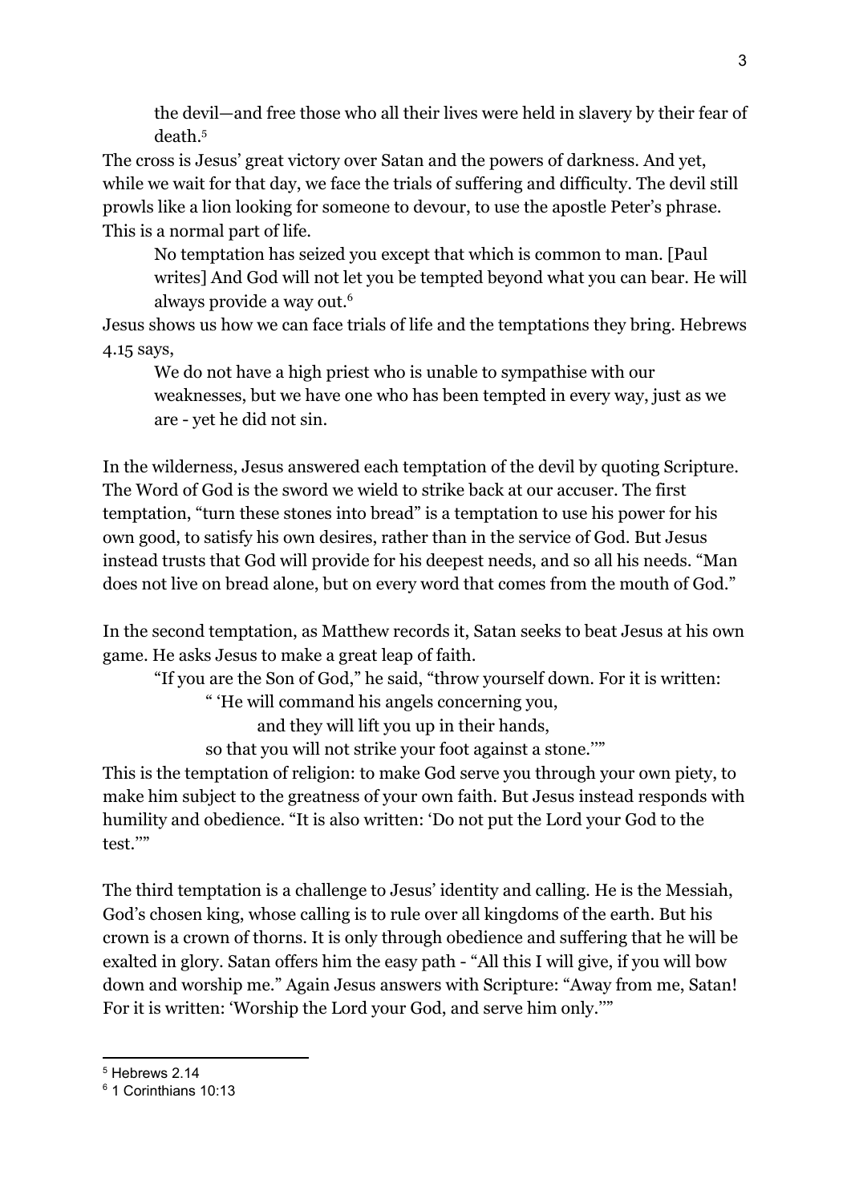> the devil—and free those who all their lives were held in slavery by their fear of death.[5]

The cross is Jesus' great victory over Satan and the powers of darkness. And yet, while we wait for that day, we face the trials of suffering and difficulty. The devil still prowls like a lion looking for someone to devour, to use the apostle Peter's phrase. This is a normal part of life.

> No temptation has seized you except that which is common to man. [Paul writes] And God will not let you be tempted beyond what you can bear. He will always provide a way out.[6]

Jesus shows us how we can face trials of life and the temptations they bring. Hebrews 4.15 says,

> We do not have a high priest who is unable to sympathise with our weaknesses, but we have one who has been tempted in every way, just as we are - yet he did not sin.

In the wilderness, Jesus answered each temptation of the devil by quoting Scripture. The Word of God is the sword we wield to strike back at our accuser. The first temptation, "turn these stones into bread" is a temptation to use his power for his own good, to satisfy his own desires, rather than in the service of God. But Jesus instead trusts that God will provide for his deepest needs, and so all his needs. "Man does not live on bread alone, but on every word that comes from the mouth of God."

In the second temptation, as Matthew records it, Satan seeks to beat Jesus at his own game. He asks Jesus to make a great leap of faith.

> "If you are the Son of God," he said, "throw yourself down. For it is written:
>
> " 'He will command his angels concerning you,
> and they will lift you up in their hands,
> so that you will not strike your foot against a stone.'"

This is the temptation of religion: to make God serve you through your own piety, to make him subject to the greatness of your own faith. But Jesus instead responds with humility and obedience. "It is also written: 'Do not put the Lord your God to the test.'"

The third temptation is a challenge to Jesus' identity and calling. He is the Messiah, God's chosen king, whose calling is to rule over all kingdoms of the earth. But his crown is a crown of thorns. It is only through obedience and suffering that he will be exalted in glory. Satan offers him the easy path - "All this I will give, if you will bow down and worship me." Again Jesus answers with Scripture: "Away from me, Satan! For it is written: 'Worship the Lord your God, and serve him only.'"

---

[5] Hebrews 2.14

[6] 1 Corinthians 10:13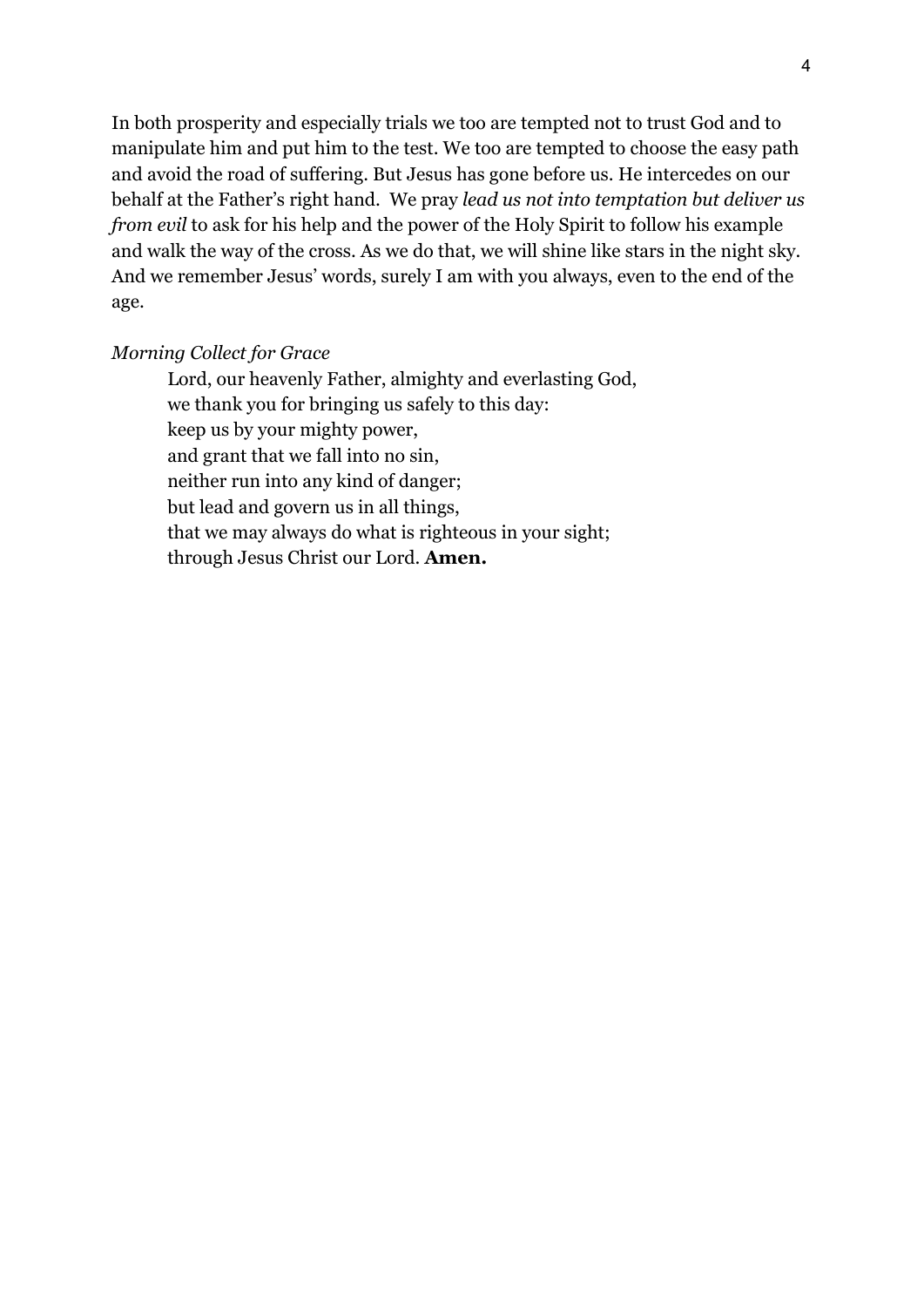In both prosperity and especially trials we too are tempted not to trust God and to manipulate him and put him to the test. We too are tempted to choose the easy path and avoid the road of suffering. But Jesus has gone before us. He intercedes on our behalf at the Father's right hand. We pray *lead us not into temptation but deliver us from evil* to ask for his help and the power of the Holy Spirit to follow his example and walk the way of the cross. As we do that, we will shine like stars in the night sky. And we remember Jesus' words, surely I am with you always, even to the end of the age.

*Morning Collect for Grace*

> Lord, our heavenly Father, almighty and everlasting God,
> we thank you for bringing us safely to this day:
> keep us by your mighty power,
> and grant that we fall into no sin,
> neither run into any kind of danger;
> but lead and govern us in all things,
> that we may always do what is righteous in your sight;
> through Jesus Christ our Lord. **Amen.**